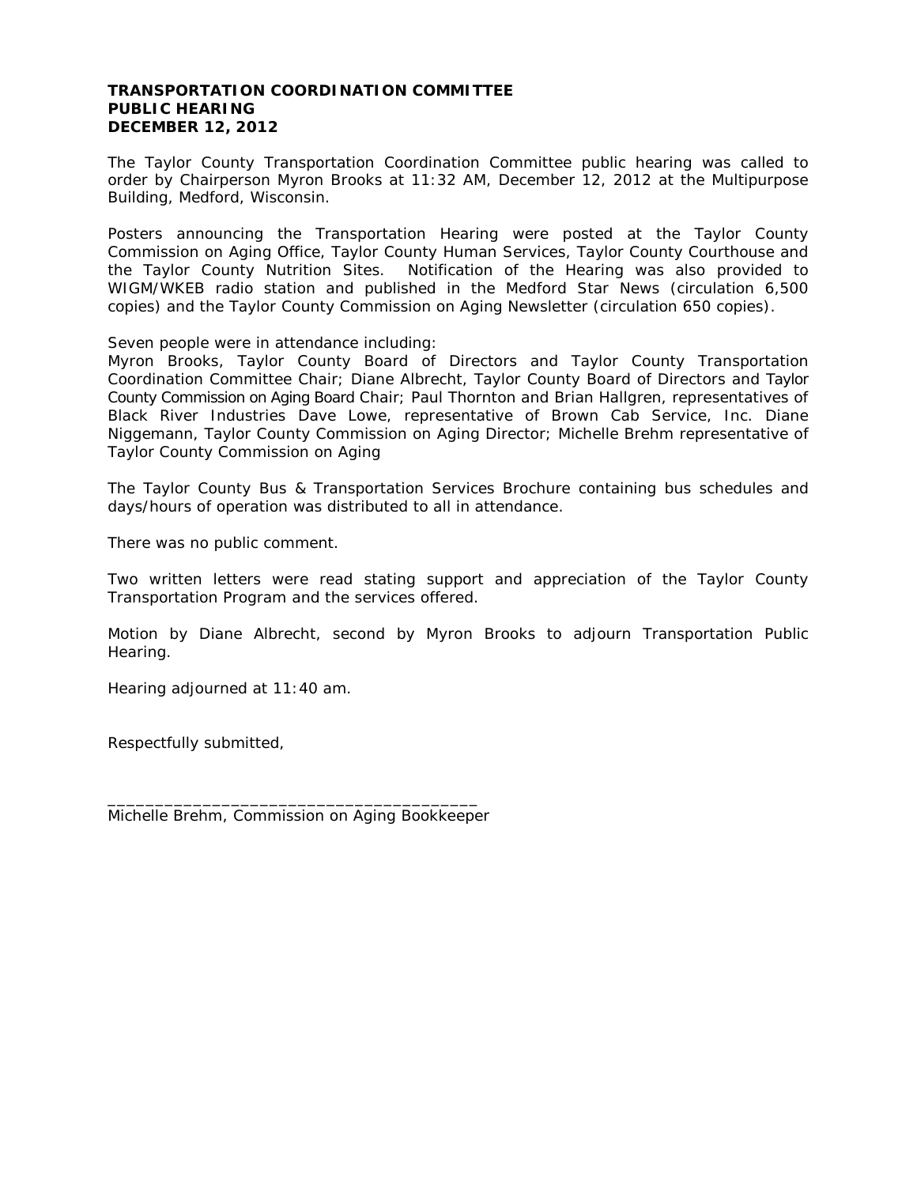**TRANSPORTATION COORDINATION COMMITTEE**
**PUBLIC HEARING**
**DECEMBER 12, 2012**

The Taylor County Transportation Coordination Committee public hearing was called to order by Chairperson Myron Brooks at 11:32 AM, December 12, 2012 at the Multipurpose Building, Medford, Wisconsin.

Posters announcing the Transportation Hearing were posted at the Taylor County Commission on Aging Office, Taylor County Human Services, Taylor County Courthouse and the Taylor County Nutrition Sites. Notification of the Hearing was also provided to WIGM/WKEB radio station and published in the Medford Star News (circulation 6,500 copies) and the Taylor County Commission on Aging Newsletter (circulation 650 copies).

Seven people were in attendance including:
Myron Brooks, Taylor County Board of Directors and Taylor County Transportation Coordination Committee Chair; Diane Albrecht, Taylor County Board of Directors and Taylor County Commission on Aging Board Chair; Paul Thornton and Brian Hallgren, representatives of Black River Industries Dave Lowe, representative of Brown Cab Service, Inc. Diane Niggemann, Taylor County Commission on Aging Director; Michelle Brehm representative of Taylor County Commission on Aging

The Taylor County Bus & Transportation Services Brochure containing bus schedules and days/hours of operation was distributed to all in attendance.

There was no public comment.

Two written letters were read stating support and appreciation of the Taylor County Transportation Program and the services offered.

Motion by Diane Albrecht, second by Myron Brooks to adjourn Transportation Public Hearing.

Hearing adjourned at 11:40 am.

Respectfully submitted,

________________________________________
Michelle Brehm, Commission on Aging Bookkeeper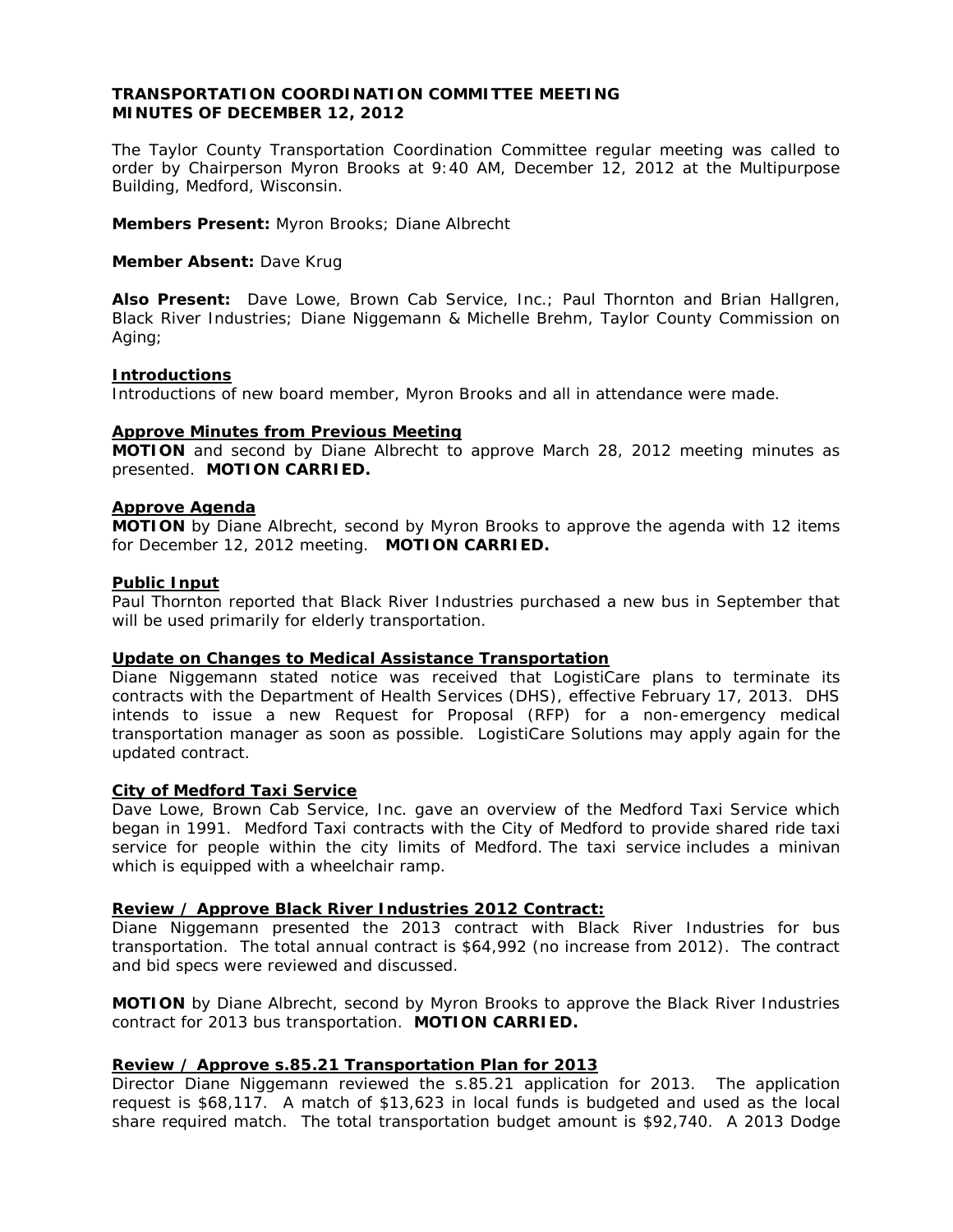**TRANSPORTATION COORDINATION COMMITTEE MEETING**
**MINUTES OF DECEMBER 12, 2012**

The Taylor County Transportation Coordination Committee regular meeting was called to order by Chairperson Myron Brooks at 9:40 AM, December 12, 2012 at the Multipurpose Building, Medford, Wisconsin.

**Members Present:** Myron Brooks; Diane Albrecht

**Member Absent:** Dave Krug

**Also Present:** Dave Lowe, Brown Cab Service, Inc.; Paul Thornton and Brian Hallgren, Black River Industries; Diane Niggemann & Michelle Brehm, Taylor County Commission on Aging;

**Introductions**

Introductions of new board member, Myron Brooks and all in attendance were made.

**Approve Minutes from Previous Meeting**

**MOTION** and second by Diane Albrecht to approve March 28, 2012 meeting minutes as presented. **MOTION CARRIED.**

**Approve Agenda**

**MOTION** by Diane Albrecht, second by Myron Brooks to approve the agenda with 12 items for December 12, 2012 meeting. **MOTION CARRIED.**

**Public Input**

Paul Thornton reported that Black River Industries purchased a new bus in September that will be used primarily for elderly transportation.

**Update on Changes to Medical Assistance Transportation**

Diane Niggemann stated notice was received that LogistiCare plans to terminate its contracts with the Department of Health Services (DHS), effective February 17, 2013. DHS intends to issue a new Request for Proposal (RFP) for a non-emergency medical transportation manager as soon as possible. LogistiCare Solutions may apply again for the updated contract.

**City of Medford Taxi Service**

Dave Lowe, Brown Cab Service, Inc. gave an overview of the Medford Taxi Service which began in 1991. Medford Taxi contracts with the City of Medford to provide shared ride taxi service for people within the city limits of Medford. The taxi service includes a minivan which is equipped with a wheelchair ramp.

**Review / Approve Black River Industries 2012 Contract:**

Diane Niggemann presented the 2013 contract with Black River Industries for bus transportation. The total annual contract is $64,992 (no increase from 2012). The contract and bid specs were reviewed and discussed.

**MOTION** by Diane Albrecht, second by Myron Brooks to approve the Black River Industries contract for 2013 bus transportation. **MOTION CARRIED.**

**Review / Approve s.85.21 Transportation Plan for 2013**

Director Diane Niggemann reviewed the s.85.21 application for 2013. The application request is $68,117. A match of $13,623 in local funds is budgeted and used as the local share required match. The total transportation budget amount is $92,740. A 2013 Dodge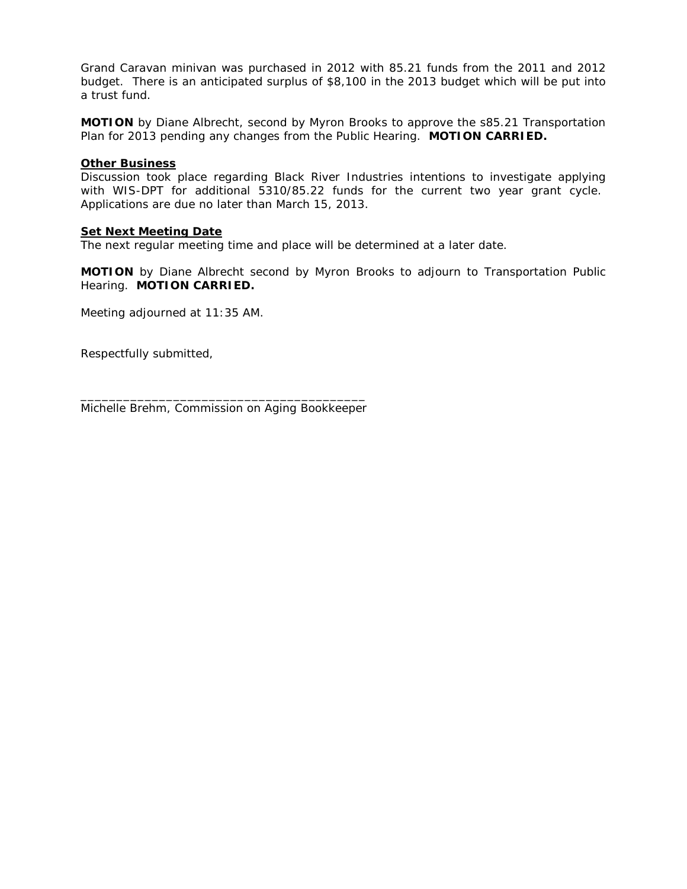Grand Caravan minivan was purchased in 2012 with 85.21 funds from the 2011 and 2012 budget. There is an anticipated surplus of $8,100 in the 2013 budget which will be put into a trust fund.

**MOTION** by Diane Albrecht, second by Myron Brooks to approve the s85.21 Transportation Plan for 2013 pending any changes from the Public Hearing. **MOTION CARRIED.**

**Other Business**

Discussion took place regarding Black River Industries intentions to investigate applying with WIS-DPT for additional 5310/85.22 funds for the current two year grant cycle. Applications are due no later than March 15, 2013.

**Set Next Meeting Date**

The next regular meeting time and place will be determined at a later date.

**MOTION** by Diane Albrecht second by Myron Brooks to adjourn to Transportation Public Hearing. **MOTION CARRIED.**

Meeting adjourned at 11:35 AM.

Respectfully submitted,

________________________________________

Michelle Brehm, Commission on Aging Bookkeeper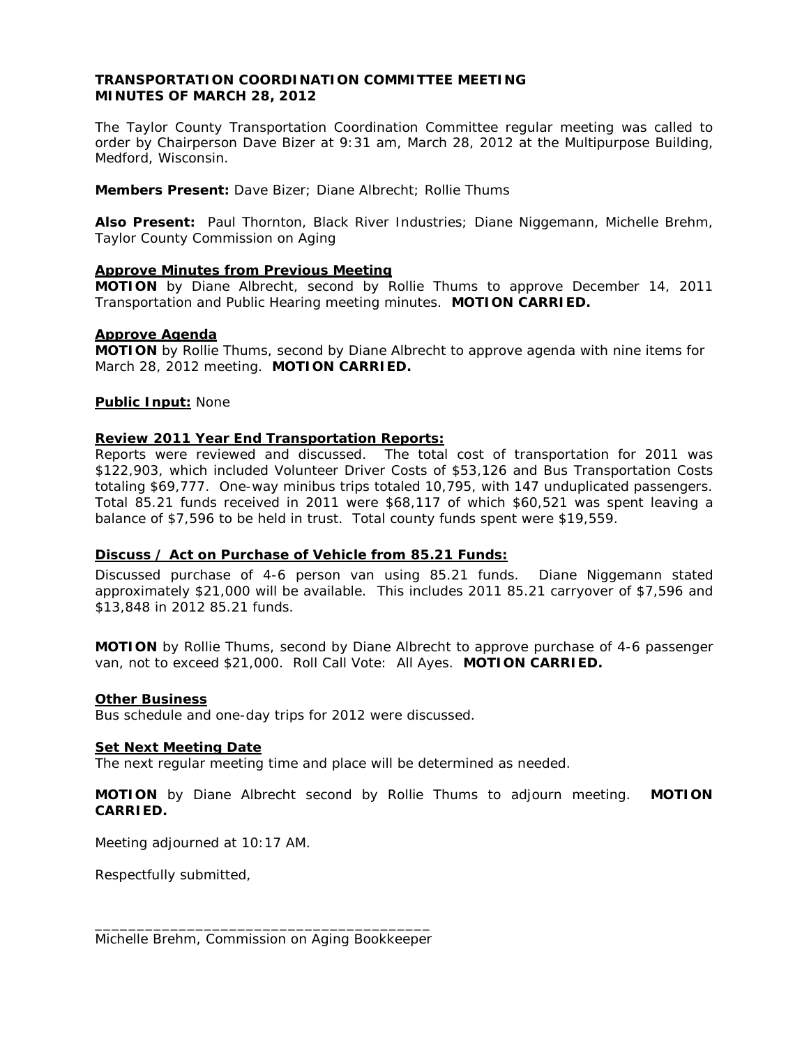**TRANSPORTATION COORDINATION COMMITTEE MEETING**
**MINUTES OF MARCH 28, 2012**

The Taylor County Transportation Coordination Committee regular meeting was called to order by Chairperson Dave Bizer at 9:31 am, March 28, 2012 at the Multipurpose Building, Medford, Wisconsin.

**Members Present:** Dave Bizer; Diane Albrecht; Rollie Thums

**Also Present:** Paul Thornton, Black River Industries; Diane Niggemann, Michelle Brehm, Taylor County Commission on Aging

**Approve Minutes from Previous Meeting**

**MOTION** by Diane Albrecht, second by Rollie Thums to approve December 14, 2011 Transportation and Public Hearing meeting minutes. **MOTION CARRIED.**

**Approve Agenda**

**MOTION** by Rollie Thums, second by Diane Albrecht to approve agenda with nine items for March 28, 2012 meeting. **MOTION CARRIED.**

**Public Input:** None

**Review 2011 Year End Transportation Reports:**

Reports were reviewed and discussed. The total cost of transportation for 2011 was $122,903, which included Volunteer Driver Costs of $53,126 and Bus Transportation Costs totaling $69,777. One-way minibus trips totaled 10,795, with 147 unduplicated passengers. Total 85.21 funds received in 2011 were $68,117 of which $60,521 was spent leaving a balance of $7,596 to be held in trust. Total county funds spent were $19,559.

**Discuss / Act on Purchase of Vehicle from 85.21 Funds:**

Discussed purchase of 4-6 person van using 85.21 funds. Diane Niggemann stated approximately $21,000 will be available. This includes 2011 85.21 carryover of $7,596 and $13,848 in 2012 85.21 funds.

**MOTION** by Rollie Thums, second by Diane Albrecht to approve purchase of 4-6 passenger van, not to exceed $21,000. Roll Call Vote: All Ayes. **MOTION CARRIED.**

**Other Business**

Bus schedule and one-day trips for 2012 were discussed.

**Set Next Meeting Date**

The next regular meeting time and place will be determined as needed.

**MOTION** by Diane Albrecht second by Rollie Thums to adjourn meeting. **MOTION CARRIED.**

Meeting adjourned at 10:17 AM.

Respectfully submitted,

_________________________________________

Michelle Brehm, Commission on Aging Bookkeeper